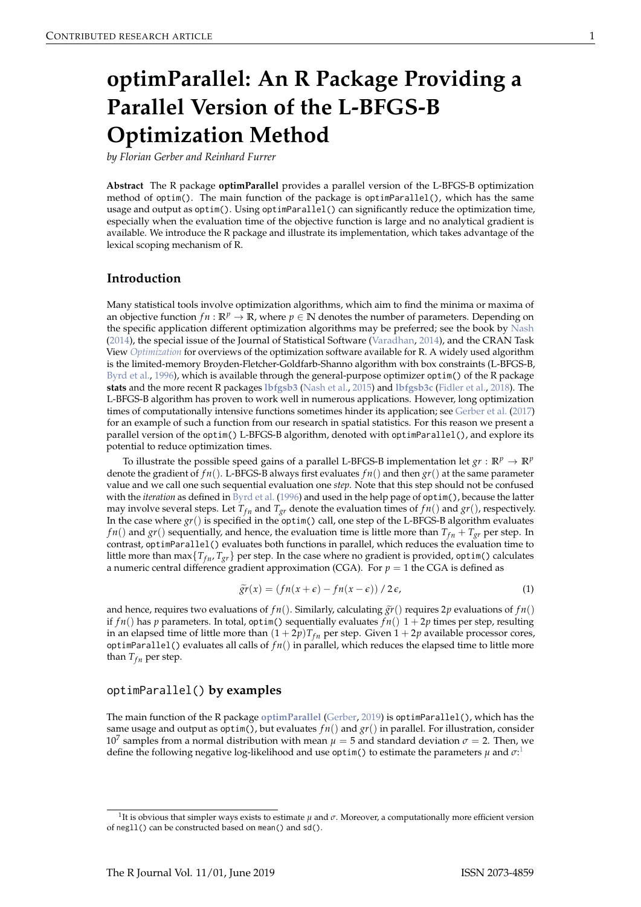# optimParallel: An R Package Providing a Parallel Version of the L-BFGS-B Optimization Method

*by Florian Gerber and Reinhard Furrer*

**Abstract** The R package **optimParallel** provides a parallel version of the L-BFGS-B optimization method of `optim()`. The main function of the package is `optimParallel()`, which has the same usage and output as `optim()`. Using `optimParallel()` can significantly reduce the optimization time, especially when the evaluation time of the objective function is large and no analytical gradient is available. We introduce the R package and illustrate its implementation, which takes advantage of the lexical scoping mechanism of R.

## Introduction

Many statistical tools involve optimization algorithms, which aim to find the minima or maxima of an objective function $fn : \mathbb{R}^p \to \mathbb{R}$, where $p \in \mathbb{N}$ denotes the number of parameters. Depending on the specific application different optimization algorithms may be preferred; see the book by Nash (2014), the special issue of the Journal of Statistical Software (Varadhan, 2014), and the CRAN Task View *Optimization* for overviews of the optimization software available for R. A widely used algorithm is the limited-memory Broyden-Fletcher-Goldfarb-Shanno algorithm with box constraints (L-BFGS-B, Byrd et al., 1996), which is available through the general-purpose optimizer `optim()` of the R package **stats** and the more recent R packages **lbfgsb3** (Nash et al., 2015) and **lbfgsb3c** (Fidler et al., 2018). The L-BFGS-B algorithm has proven to work well in numerous applications. However, long optimization times of computationally intensive functions sometimes hinder its application; see Gerber et al. (2017) for an example of such a function from our research in spatial statistics. For this reason we present a parallel version of the `optim()` L-BFGS-B algorithm, denoted with `optimParallel()`, and explore its potential to reduce optimization times.

To illustrate the possible speed gains of a parallel L-BFGS-B implementation let $gr : \mathbb{R}^p \to \mathbb{R}^p$ denote the gradient of $fn()$. L-BFGS-B always first evaluates $fn()$ and then $gr()$ at the same parameter value and we call one such sequential evaluation one *step*. Note that this step should not be confused with the *iteration* as defined in Byrd et al. (1996) and used in the help page of `optim()`, because the latter may involve several steps. Let $T_{fn}$ and $T_{gr}$ denote the evaluation times of $fn()$ and $gr()$, respectively. In the case where $gr()$ is specified in the `optim()` call, one step of the L-BFGS-B algorithm evaluates $fn()$ and $gr()$ sequentially, and hence, the evaluation time is little more than $T_{fn} + T_{gr}$ per step. In contrast, `optimParallel()` evaluates both functions in parallel, which reduces the evaluation time to little more than $\max\{T_{fn}, T_{gr}\}$ per step. In the case where no gradient is provided, `optim()` calculates a numeric central difference gradient approximation (CGA). For $p = 1$ the CGA is defined as

$$\widetilde{gr}(x) = (fn(x + \epsilon) - fn(x - \epsilon)) \,/\, 2\,\epsilon, \tag{1}$$

and hence, requires two evaluations of $fn()$. Similarly, calculating $\widetilde{gr}()$ requires $2p$ evaluations of $fn()$ if $fn()$ has $p$ parameters. In total, `optim()` sequentially evaluates $fn()$ $1 + 2p$ times per step, resulting in an elapsed time of little more than $(1 + 2p)T_{fn}$ per step. Given $1 + 2p$ available processor cores, `optimParallel()` evaluates all calls of $fn()$ in parallel, which reduces the elapsed time to little more than $T_{fn}$ per step.

## `optimParallel()` by examples

The main function of the R package **optimParallel** (Gerber, 2019) is `optimParallel()`, which has the same usage and output as `optim()`, but evaluates $fn()$ and $gr()$ in parallel. For illustration, consider $10^7$ samples from a normal distribution with mean $\mu = 5$ and standard deviation $\sigma = 2$. Then, we define the following negative log-likelihood and use `optim()` to estimate the parameters $\mu$ and $\sigma$:[1]

[1] It is obvious that simpler ways exists to estimate $\mu$ and $\sigma$. Moreover, a computationally more efficient version of `negll()` can be constructed based on `mean()` and `sd()`.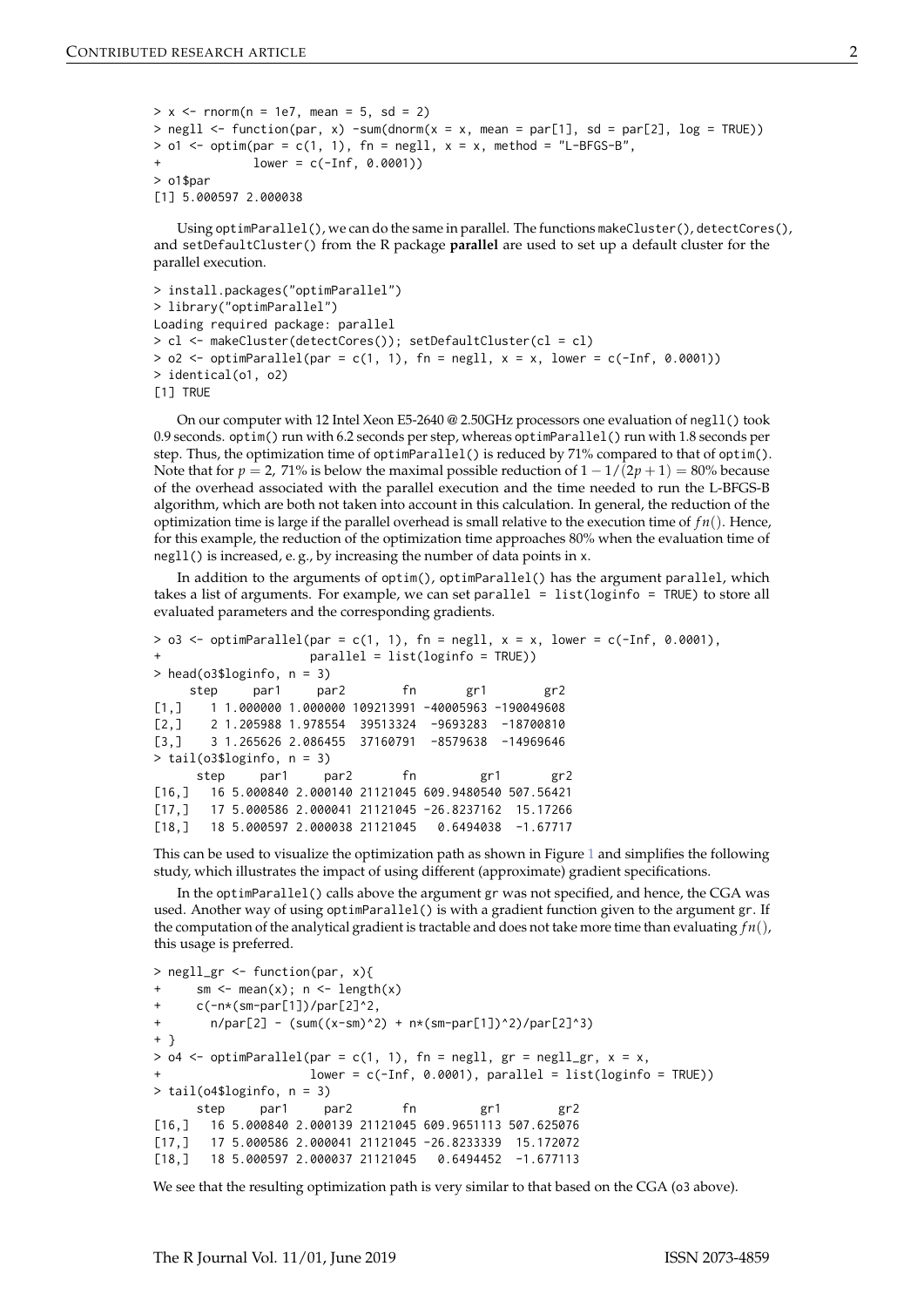```
> x <- rnorm(n = 1e7, mean = 5, sd = 2)
> negll <- function(par, x) -sum(dnorm(x = x, mean = par[1], sd = par[2], log = TRUE))
> o1 <- optim(par = c(1, 1), fn = negll, x = x, method = "L-BFGS-B",
+             lower = c(-Inf, 0.0001))
> o1$par
[1] 5.000597 2.000038
```

Using `optimParallel()`, we can do the same in parallel. The functions `makeCluster()`, `detectCores()`, and `setDefaultCluster()` from the R package **parallel** are used to set up a default cluster for the parallel execution.

```
> install.packages("optimParallel")
> library("optimParallel")
Loading required package: parallel
> cl <- makeCluster(detectCores()); setDefaultCluster(cl = cl)
> o2 <- optimParallel(par = c(1, 1), fn = negll, x = x, lower = c(-Inf, 0.0001))
> identical(o1, o2)
[1] TRUE
```

On our computer with 12 Intel Xeon E5-2640 @ 2.50GHz processors one evaluation of `negll()` took 0.9 seconds. `optim()` run with 6.2 seconds per step, whereas `optimParallel()` run with 1.8 seconds per step. Thus, the optimization time of `optimParallel()` is reduced by 71% compared to that of `optim()`. Note that for $p = 2$, 71% is below the maximal possible reduction of $1 - 1/(2p + 1) = 80\%$ because of the overhead associated with the parallel execution and the time needed to run the L-BFGS-B algorithm, which are both not taken into account in this calculation. In general, the reduction of the optimization time is large if the parallel overhead is small relative to the execution time of $fn()$. Hence, for this example, the reduction of the optimization time approaches 80% when the evaluation time of `negll()` is increased, e. g., by increasing the number of data points in `x`.

In addition to the arguments of `optim()`, `optimParallel()` has the argument `parallel`, which takes a list of arguments. For example, we can set `parallel = list(loginfo = TRUE)` to store all evaluated parameters and the corresponding gradients.

```
> o3 <- optimParallel(par = c(1, 1), fn = negll, x = x, lower = c(-Inf, 0.0001),
+                     parallel = list(loginfo = TRUE))
> head(o3$loginfo, n = 3)
     step     par1     par2        fn       gr1        gr2
[1,]    1 1.000000 1.000000 109213991 -40005963 -190049608
[2,]    2 1.205988 1.978554  39513324  -9693283  -18700810
[3,]    3 1.265626 2.086455  37160791  -8579638  -14969646
> tail(o3$loginfo, n = 3)
      step     par1     par2       fn         gr1       gr2
[16,]   16 5.000840 2.000140 21121045 609.9480540 507.56421
[17,]   17 5.000586 2.000041 21121045 -26.8237162  15.17266
[18,]   18 5.000597 2.000038 21121045   0.6494038  -1.67717
```

This can be used to visualize the optimization path as shown in Figure 1 and simplifies the following study, which illustrates the impact of using different (approximate) gradient specifications.

In the `optimParallel()` calls above the argument `gr` was not specified, and hence, the CGA was used. Another way of using `optimParallel()` is with a gradient function given to the argument `gr`. If the computation of the analytical gradient is tractable and does not take more time than evaluating $fn()$, this usage is preferred.

```
> negll_gr <- function(par, x){
+     sm <- mean(x); n <- length(x)
+     c(-n*(sm-par[1])/par[2]^2,
+       n/par[2] - (sum((x-sm)^2) + n*(sm-par[1])^2)/par[2]^3)
+ }
> o4 <- optimParallel(par = c(1, 1), fn = negll, gr = negll_gr, x = x,
+                     lower = c(-Inf, 0.0001), parallel = list(loginfo = TRUE))
> tail(o4$loginfo, n = 3)
      step     par1     par2       fn         gr1        gr2
[16,]   16 5.000840 2.000139 21121045 609.9651113 507.625076
[17,]   17 5.000586 2.000041 21121045 -26.8233339  15.172072
[18,]   18 5.000597 2.000037 21121045   0.6494452  -1.677113
```

We see that the resulting optimization path is very similar to that based on the CGA (`o3` above).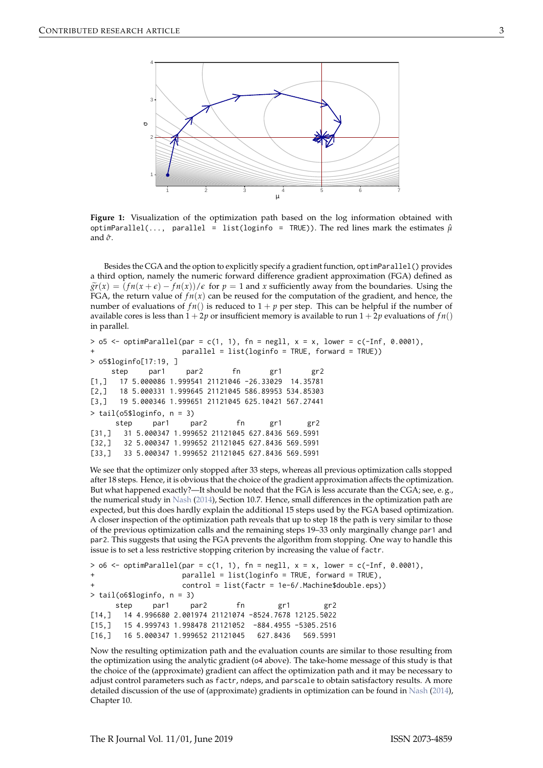**Figure 1:** Visualization of the optimization path based on the log information obtained with `optimParallel(..., parallel = list(loginfo = TRUE))`. The red lines mark the estimates $\hat{\mu}$ and $\hat{\sigma}$.

Besides the CGA and the option to explicitly specify a gradient function, `optimParallel()` provides a third option, namely the numeric forward difference gradient approximation (FGA) defined as $\tilde{gr}(x) = (fn(x + \epsilon) - fn(x))/\epsilon$ for $p = 1$ and $x$ sufficiently away from the boundaries. Using the FGA, the return value of $fn(x)$ can be reused for the computation of the gradient, and hence, the number of evaluations of $fn()$ is reduced to $1 + p$ per step. This can be helpful if the number of available cores is less than $1 + 2p$ or insufficient memory is available to run $1 + 2p$ evaluations of $fn()$ in parallel.

```
> o5 <- optimParallel(par = c(1, 1), fn = negll, x = x, lower = c(-Inf, 0.0001),
+                     parallel = list(loginfo = TRUE, forward = TRUE))
> o5$loginfo[17:19, ]
     step     par1     par2       fn       gr1       gr2
[1,]   17 5.000086 1.999541 21121046 -26.33029  14.35781
[2,]   18 5.000331 1.999645 21121045 586.89953 534.85303
[3,]   19 5.000346 1.999651 21121045 625.10421 567.27441
> tail(o5$loginfo, n = 3)
      step     par1     par2       fn      gr1      gr2
[31,]   31 5.000347 1.999652 21121045 627.8436 569.5991
[32,]   32 5.000347 1.999652 21121045 627.8436 569.5991
[33,]   33 5.000347 1.999652 21121045 627.8436 569.5991
```

We see that the optimizer only stopped after 33 steps, whereas all previous optimization calls stopped after 18 steps. Hence, it is obvious that the choice of the gradient approximation affects the optimization. But what happened exactly?—It should be noted that the FGA is less accurate than the CGA; see, e. g., the numerical study in Nash (2014), Section 10.7. Hence, small differences in the optimization path are expected, but this does hardly explain the additional 15 steps used by the FGA based optimization. A closer inspection of the optimization path reveals that up to step 18 the path is very similar to those of the previous optimization calls and the remaining steps 19–33 only marginally change `par1` and `par2`. This suggests that using the FGA prevents the algorithm from stopping. One way to handle this issue is to set a less restrictive stopping criterion by increasing the value of `factr`.

```
> o6 <- optimParallel(par = c(1, 1), fn = negll, x = x, lower = c(-Inf, 0.0001),
+                     parallel = list(loginfo = TRUE, forward = TRUE),
+                     control = list(factr = 1e-6/.Machine$double.eps))
> tail(o6$loginfo, n = 3)
      step     par1     par2       fn        gr1        gr2
[14,]   14 4.996680 2.001974 21121074 -8524.7678 12125.5022
[15,]   15 4.999743 1.998478 21121052  -884.4955 -5305.2516
[16,]   16 5.000347 1.999652 21121045   627.8436   569.5991
```

Now the resulting optimization path and the evaluation counts are similar to those resulting from the optimization using the analytic gradient (`o4` above). The take-home message of this study is that the choice of the (approximate) gradient can affect the optimization path and it may be necessary to adjust control parameters such as `factr`, `ndeps`, and `parscale` to obtain satisfactory results. A more detailed discussion of the use of (approximate) gradients in optimization can be found in Nash (2014), Chapter 10.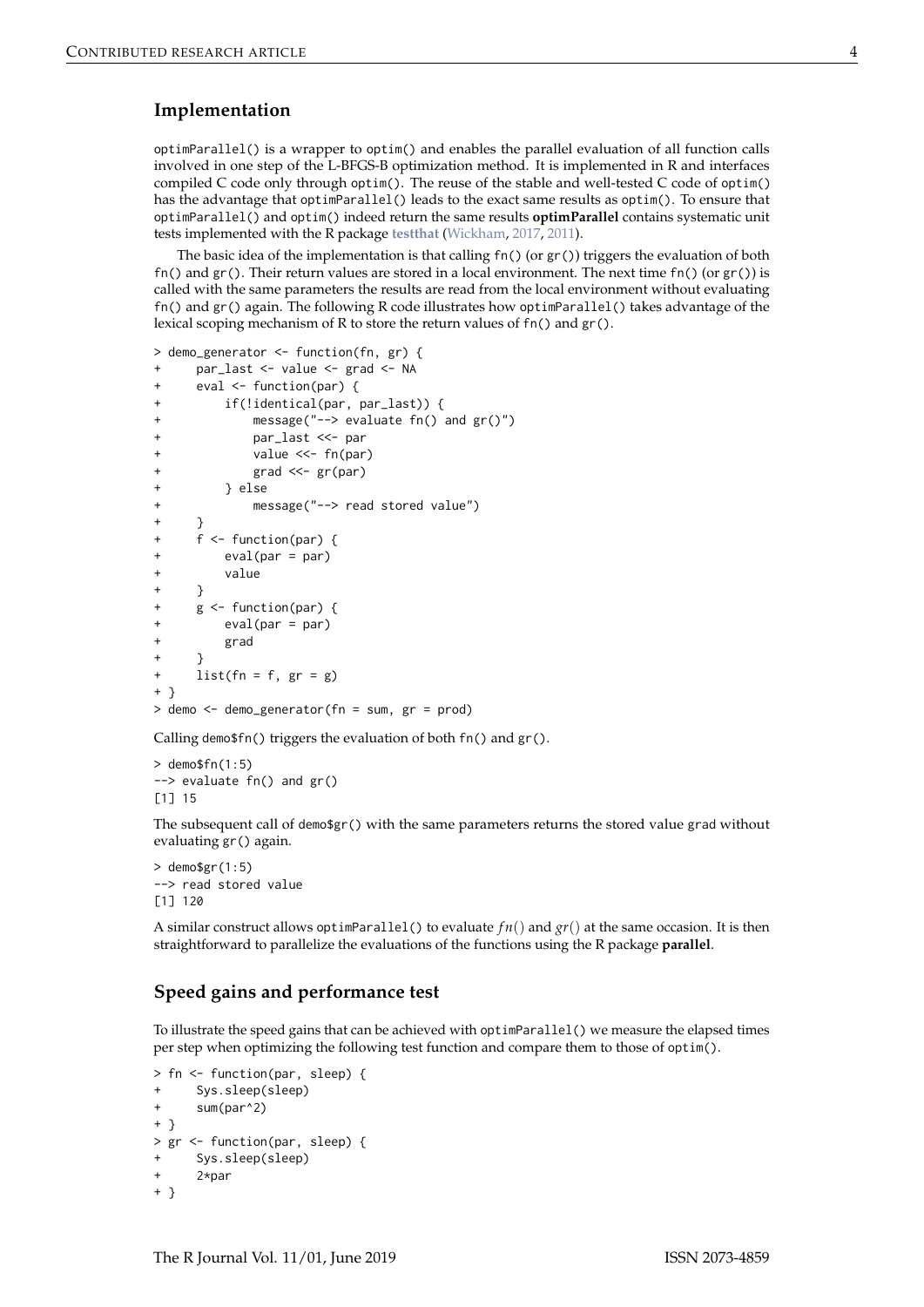## Implementation

optimParallel() is a wrapper to optim() and enables the parallel evaluation of all function calls involved in one step of the L-BFGS-B optimization method. It is implemented in R and interfaces compiled C code only through optim(). The reuse of the stable and well-tested C code of optim() has the advantage that optimParallel() leads to the exact same results as optim(). To ensure that optimParallel() and optim() indeed return the same results **optimParallel** contains systematic unit tests implemented with the R package **testthat** (Wickham, 2017, 2011).

The basic idea of the implementation is that calling fn() (or gr()) triggers the evaluation of both fn() and gr(). Their return values are stored in a local environment. The next time fn() (or gr()) is called with the same parameters the results are read from the local environment without evaluating fn() and gr() again. The following R code illustrates how optimParallel() takes advantage of the lexical scoping mechanism of R to store the return values of fn() and gr().

```
> demo_generator <- function(fn, gr) {
+     par_last <- value <- grad <- NA
+     eval <- function(par) {
+         if(!identical(par, par_last)) {
+             message("--> evaluate fn() and gr()")
+             par_last <<- par
+             value <<- fn(par)
+             grad <<- gr(par)
+         } else
+             message("--> read stored value")
+     }
+     f <- function(par) {
+         eval(par = par)
+         value
+     }
+     g <- function(par) {
+         eval(par = par)
+         grad
+     }
+     list(fn = f, gr = g)
+ }
> demo <- demo_generator(fn = sum, gr = prod)
```

Calling demo$fn() triggers the evaluation of both fn() and gr().

```
> demo$fn(1:5)
--> evaluate fn() and gr()
[1] 15
```

The subsequent call of demo$gr() with the same parameters returns the stored value grad without evaluating gr() again.

```
> demo$gr(1:5)
--> read stored value
[1] 120
```

A similar construct allows optimParallel() to evaluate $fn()$ and $gr()$ at the same occasion. It is then straightforward to parallelize the evaluations of the functions using the R package **parallel**.

## Speed gains and performance test

To illustrate the speed gains that can be achieved with optimParallel() we measure the elapsed times per step when optimizing the following test function and compare them to those of optim().

```
> fn <- function(par, sleep) {
+     Sys.sleep(sleep)
+     sum(par^2)
+ }
> gr <- function(par, sleep) {
+     Sys.sleep(sleep)
+     2*par
+ }
```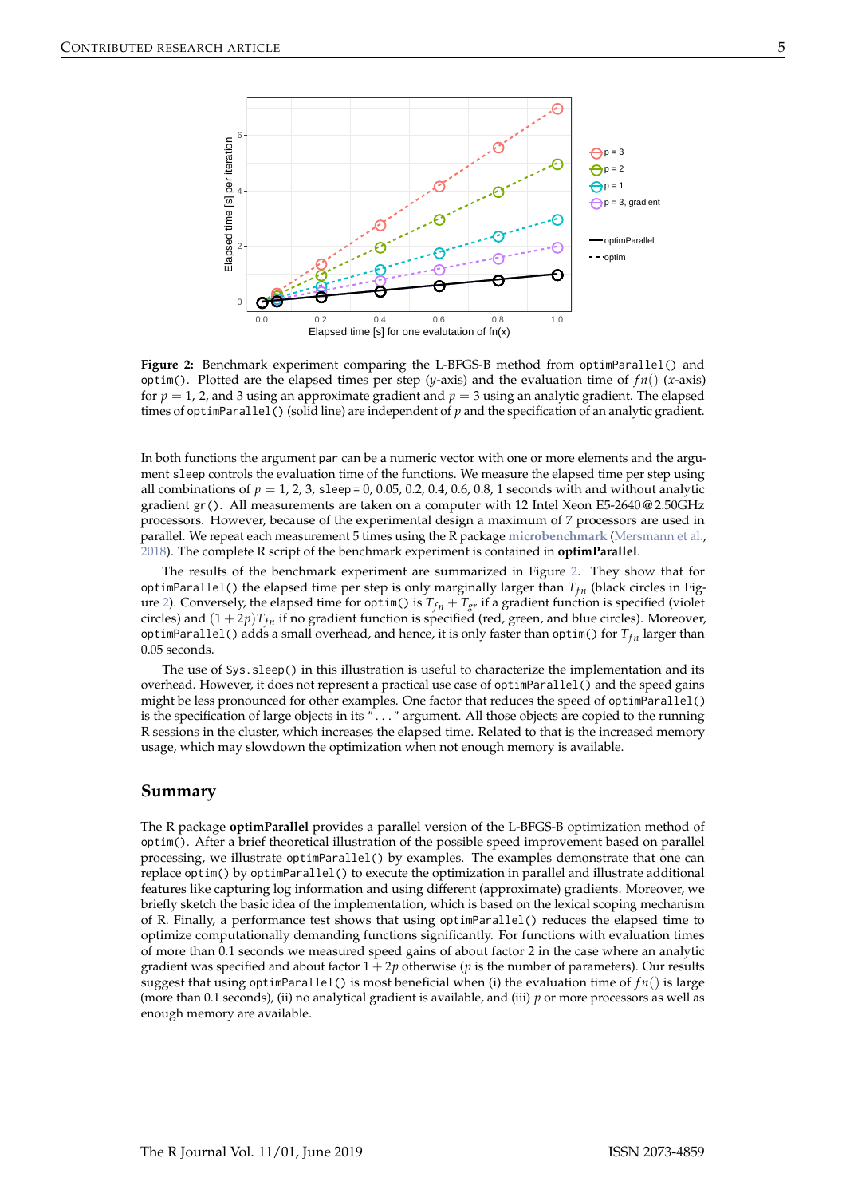**Figure 2:** Benchmark experiment comparing the L-BFGS-B method from `optimParallel()` and `optim()`. Plotted are the elapsed times per step ($y$-axis) and the evaluation time of $fn()$ ($x$-axis) for $p = 1$, 2, and 3 using an approximate gradient and $p = 3$ using an analytic gradient. The elapsed times of `optimParallel()` (solid line) are independent of $p$ and the specification of an analytic gradient.

In both functions the argument `par` can be a numeric vector with one or more elements and the argument `sleep` controls the evaluation time of the functions. We measure the elapsed time per step using all combinations of $p = 1, 2, 3$, `sleep` = 0, 0.05, 0.2, 0.4, 0.6, 0.8, 1 seconds with and without analytic gradient `gr()`. All measurements are taken on a computer with 12 Intel Xeon E5-2640@2.50GHz processors. However, because of the experimental design a maximum of 7 processors are used in parallel. We repeat each measurement 5 times using the R package **microbenchmark** (Mersmann et al., 2018). The complete R script of the benchmark experiment is contained in **optimParallel**.

The results of the benchmark experiment are summarized in Figure 2. They show that for `optimParallel()` the elapsed time per step is only marginally larger than $T_{fn}$ (black circles in Figure 2). Conversely, the elapsed time for `optim()` is $T_{fn} + T_{gr}$ if a gradient function is specified (violet circles) and $(1 + 2p)T_{fn}$ if no gradient function is specified (red, green, and blue circles). Moreover, `optimParallel()` adds a small overhead, and hence, it is only faster than `optim()` for $T_{fn}$ larger than 0.05 seconds.

The use of `Sys.sleep()` in this illustration is useful to characterize the implementation and its overhead. However, it does not represent a practical use case of `optimParallel()` and the speed gains might be less pronounced for other examples. One factor that reduces the speed of `optimParallel()` is the specification of large objects in its `"..."` argument. All those objects are copied to the running R sessions in the cluster, which increases the elapsed time. Related to that is the increased memory usage, which may slowdown the optimization when not enough memory is available.

## Summary

The R package **optimParallel** provides a parallel version of the L-BFGS-B optimization method of `optim()`. After a brief theoretical illustration of the possible speed improvement based on parallel processing, we illustrate `optimParallel()` by examples. The examples demonstrate that one can replace `optim()` by `optimParallel()` to execute the optimization in parallel and illustrate additional features like capturing log information and using different (approximate) gradients. Moreover, we briefly sketch the basic idea of the implementation, which is based on the lexical scoping mechanism of R. Finally, a performance test shows that using `optimParallel()` reduces the elapsed time to optimize computationally demanding functions significantly. For functions with evaluation times of more than 0.1 seconds we measured speed gains of about factor 2 in the case where an analytic gradient was specified and about factor $1 + 2p$ otherwise ($p$ is the number of parameters). Our results suggest that using `optimParallel()` is most beneficial when (i) the evaluation time of $fn()$ is large (more than 0.1 seconds), (ii) no analytical gradient is available, and (iii) $p$ or more processors as well as enough memory are available.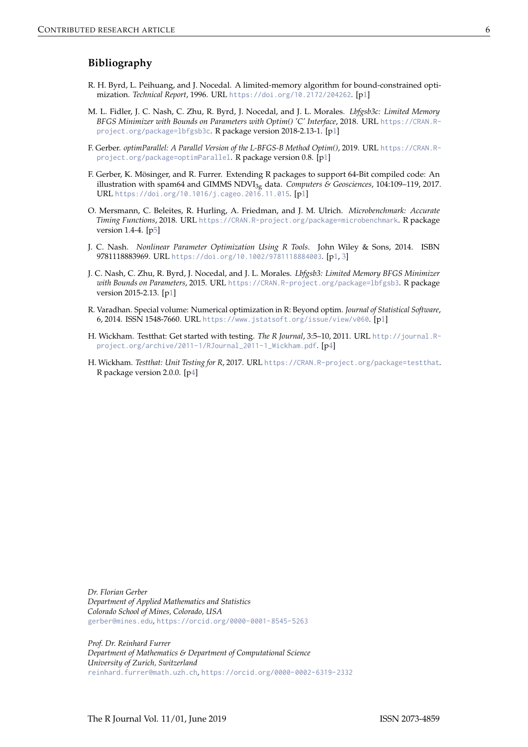## Bibliography

R. H. Byrd, L. Peihuang, and J. Nocedal. A limited-memory algorithm for bound-constrained optimization. *Technical Report*, 1996. URL https://doi.org/10.2172/204262. [p1]

M. L. Fidler, J. C. Nash, C. Zhu, R. Byrd, J. Nocedal, and J. L. Morales. *Lbfgsb3c: Limited Memory BFGS Minimizer with Bounds on Parameters with Optim() 'C' Interface*, 2018. URL https://CRAN.R-project.org/package=lbfgsb3c. R package version 2018-2.13-1. [p1]

F. Gerber. *optimParallel: A Parallel Version of the L-BFGS-B Method Optim()*, 2019. URL https://CRAN.R-project.org/package=optimParallel. R package version 0.8. [p1]

F. Gerber, K. Mösinger, and R. Furrer. Extending R packages to support 64-Bit compiled code: An illustration with spam64 and GIMMS $NDVI_{3g}$ data. *Computers & Geosciences*, 104:109–119, 2017. URL https://doi.org/10.1016/j.cageo.2016.11.015. [p1]

O. Mersmann, C. Beleites, R. Hurling, A. Friedman, and J. M. Ulrich. *Microbenchmark: Accurate Timing Functions*, 2018. URL https://CRAN.R-project.org/package=microbenchmark. R package version 1.4-4. [p5]

J. C. Nash. *Nonlinear Parameter Optimization Using R Tools*. John Wiley & Sons, 2014. ISBN 9781118883969. URL https://doi.org/10.1002/9781118884003. [p1, 3]

J. C. Nash, C. Zhu, R. Byrd, J. Nocedal, and J. L. Morales. *Lbfgsb3: Limited Memory BFGS Minimizer with Bounds on Parameters*, 2015. URL https://CRAN.R-project.org/package=lbfgsb3. R package version 2015-2.13. [p1]

R. Varadhan. Special volume: Numerical optimization in R: Beyond optim. *Journal of Statistical Software*, 6, 2014. ISSN 1548-7660. URL https://www.jstatsoft.org/issue/view/v060. [p1]

H. Wickham. Testthat: Get started with testing. *The R Journal*, 3:5–10, 2011. URL http://journal.R-project.org/archive/2011-1/RJournal_2011-1_Wickham.pdf. [p4]

H. Wickham. *Testthat: Unit Testing for R*, 2017. URL https://CRAN.R-project.org/package=testthat. R package version 2.0.0. [p4]

*Dr. Florian Gerber*
*Department of Applied Mathematics and Statistics*
*Colorado School of Mines, Colorado, USA*
gerber@mines.edu, https://orcid.org/0000-0001-8545-5263

*Prof. Dr. Reinhard Furrer*
*Department of Mathematics & Department of Computational Science*
*University of Zurich, Switzerland*
reinhard.furrer@math.uzh.ch, https://orcid.org/0000-0002-6319-2332